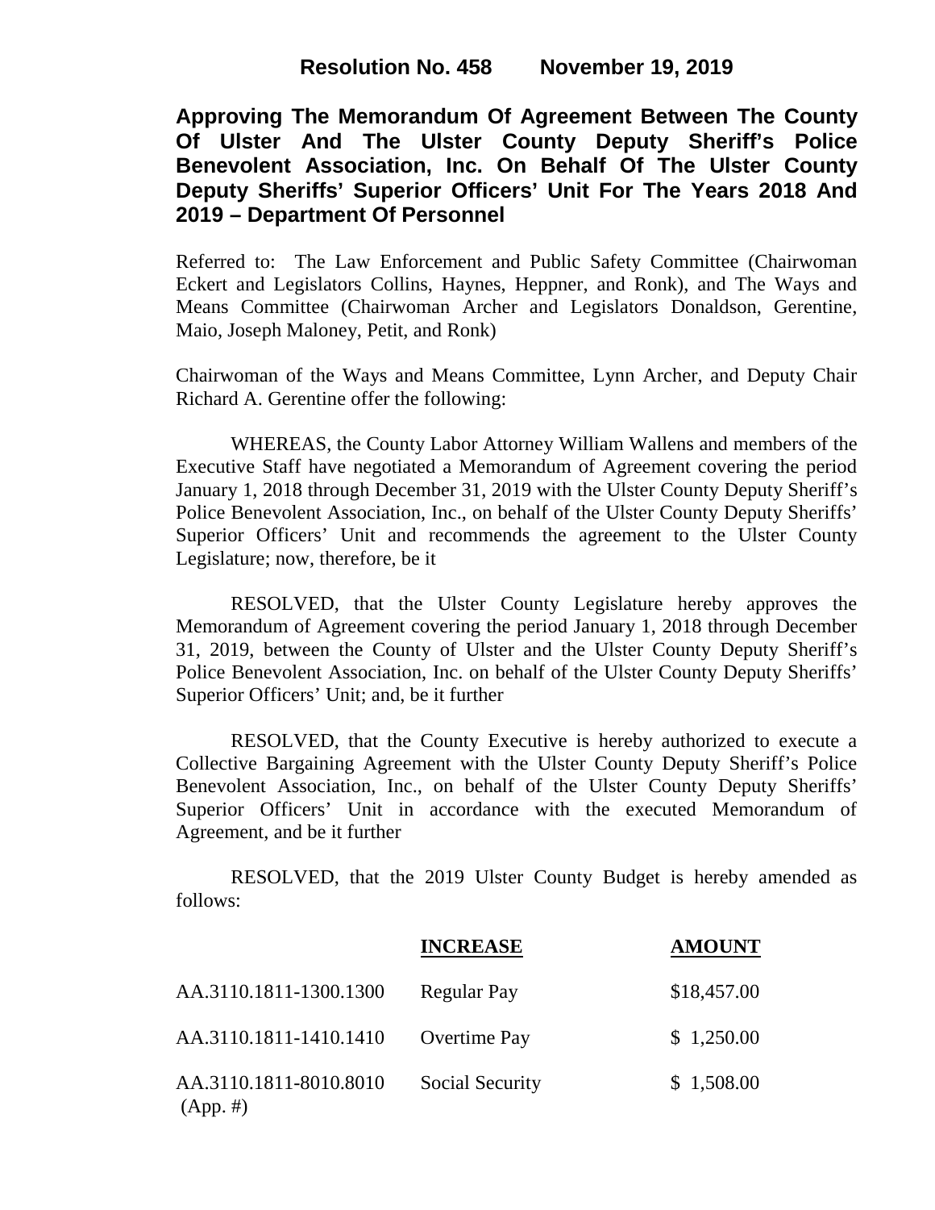**Resolution No. 458 November 19, 2019**

# Approving The Memorandum Of Agreement Between The County Of Ulster And The Ulster County Deputy Sheriff's Police Benevolent Association, Inc. On Behalf Of The Ulster County Deputy Sheriffs' Superior Officers' Unit For The Years 2018 And 2019 – Department Of Personnel

Referred to: The Law Enforcement and Public Safety Committee (Chairwoman Eckert and Legislators Collins, Haynes, Heppner, and Ronk), and The Ways and Means Committee (Chairwoman Archer and Legislators Donaldson, Gerentine, Maio, Joseph Maloney, Petit, and Ronk)

Chairwoman of the Ways and Means Committee, Lynn Archer, and Deputy Chair Richard A. Gerentine offer the following:

WHEREAS, the County Labor Attorney William Wallens and members of the Executive Staff have negotiated a Memorandum of Agreement covering the period January 1, 2018 through December 31, 2019 with the Ulster County Deputy Sheriff's Police Benevolent Association, Inc., on behalf of the Ulster County Deputy Sheriffs' Superior Officers' Unit and recommends the agreement to the Ulster County Legislature; now, therefore, be it

RESOLVED, that the Ulster County Legislature hereby approves the Memorandum of Agreement covering the period January 1, 2018 through December 31, 2019, between the County of Ulster and the Ulster County Deputy Sheriff's Police Benevolent Association, Inc. on behalf of the Ulster County Deputy Sheriffs' Superior Officers' Unit; and, be it further

RESOLVED, that the County Executive is hereby authorized to execute a Collective Bargaining Agreement with the Ulster County Deputy Sheriff's Police Benevolent Association, Inc., on behalf of the Ulster County Deputy Sheriffs' Superior Officers' Unit in accordance with the executed Memorandum of Agreement, and be it further

RESOLVED, that the 2019 Ulster County Budget is hereby amended as follows:

| | **INCREASE** | **AMOUNT** |
|---|---|---|
| AA.3110.1811-1300.1300 | Regular Pay | $18,457.00 |
| AA.3110.1811-1410.1410 | Overtime Pay | $ 1,250.00 |
| AA.3110.1811-8010.8010 (App. #) | Social Security | $ 1,508.00 |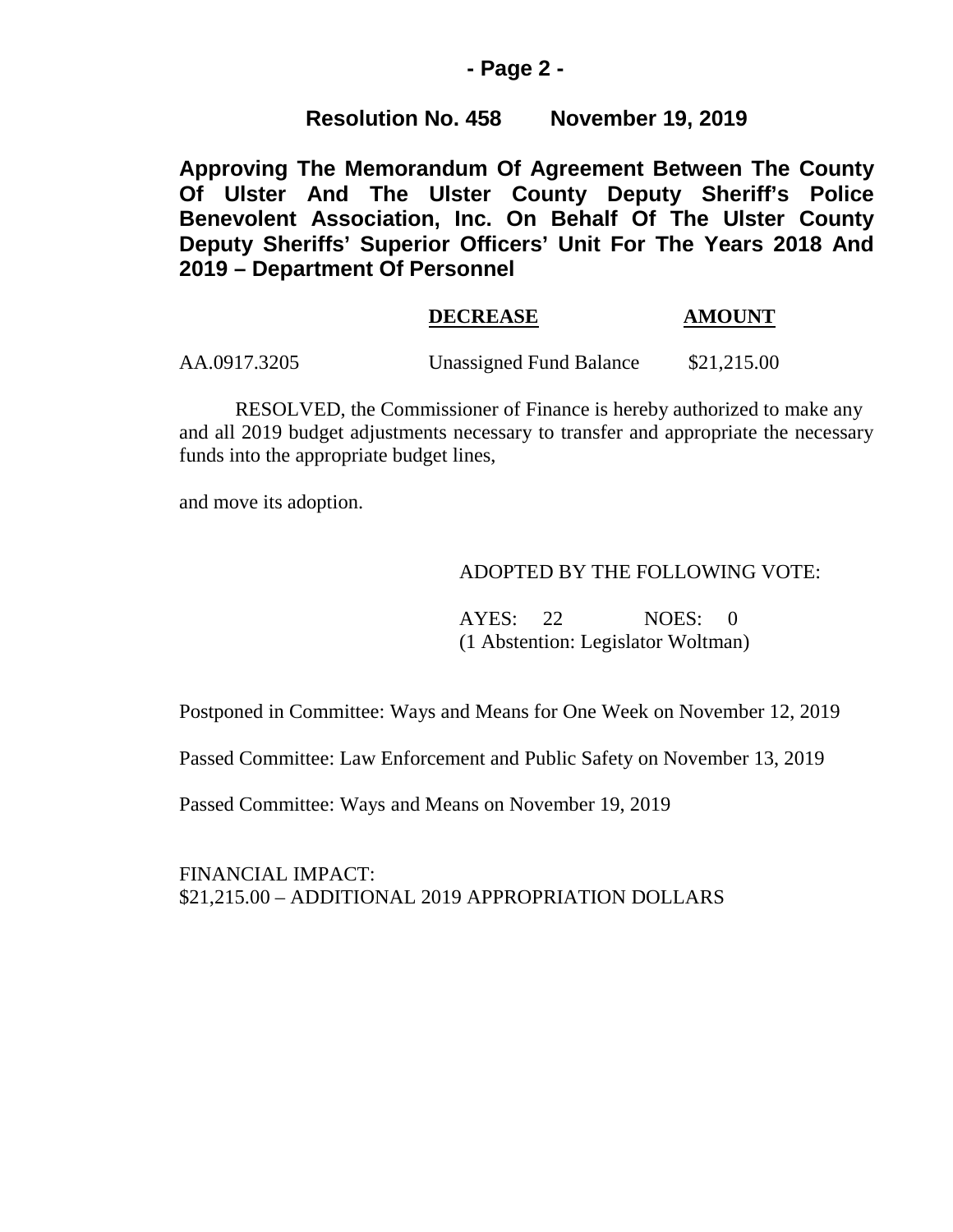**Resolution No. 458 November 19, 2019**

**Approving The Memorandum Of Agreement Between The County Of Ulster And The Ulster County Deputy Sheriff's Police Benevolent Association, Inc. On Behalf Of The Ulster County Deputy Sheriffs' Superior Officers' Unit For The Years 2018 And 2019 – Department Of Personnel**

| | DECREASE | AMOUNT |
|---|---|---|
| AA.0917.3205 | Unassigned Fund Balance | \$21,215.00 |

RESOLVED, the Commissioner of Finance is hereby authorized to make any and all 2019 budget adjustments necessary to transfer and appropriate the necessary funds into the appropriate budget lines,

and move its adoption.

ADOPTED BY THE FOLLOWING VOTE:

AYES: 22 NOES: 0
(1 Abstention: Legislator Woltman)

Postponed in Committee: Ways and Means for One Week on November 12, 2019

Passed Committee: Law Enforcement and Public Safety on November 13, 2019

Passed Committee: Ways and Means on November 19, 2019

FINANCIAL IMPACT:
\$21,215.00 – ADDITIONAL 2019 APPROPRIATION DOLLARS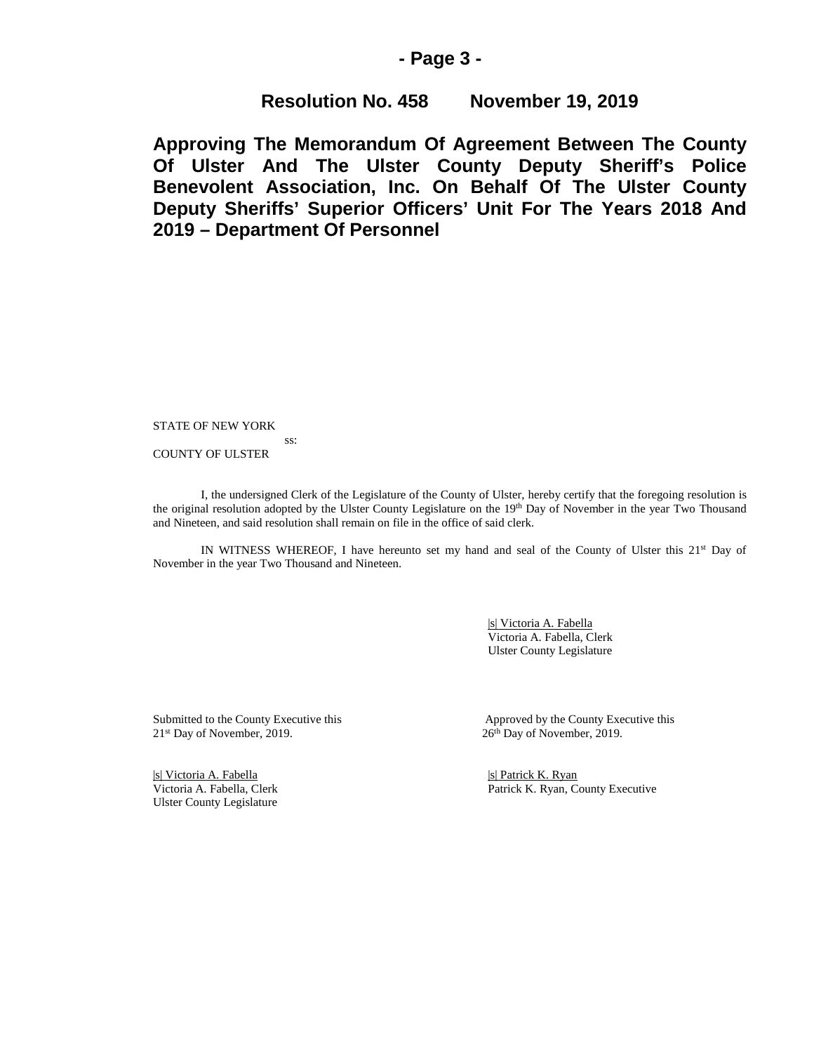**Resolution No. 458 November 19, 2019**

## Approving The Memorandum Of Agreement Between The County Of Ulster And The Ulster County Deputy Sheriff's Police Benevolent Association, Inc. On Behalf Of The Ulster County Deputy Sheriffs' Superior Officers' Unit For The Years 2018 And 2019 – Department Of Personnel

STATE OF NEW YORK
ss:
COUNTY OF ULSTER

I, the undersigned Clerk of the Legislature of the County of Ulster, hereby certify that the foregoing resolution is the original resolution adopted by the Ulster County Legislature on the 19th Day of November in the year Two Thousand and Nineteen, and said resolution shall remain on file in the office of said clerk.

IN WITNESS WHEREOF, I have hereunto set my hand and seal of the County of Ulster this 21st Day of November in the year Two Thousand and Nineteen.

|s| Victoria A. Fabella
Victoria A. Fabella, Clerk
Ulster County Legislature

Submitted to the County Executive this
21st Day of November, 2019.

|s| Victoria A. Fabella
Victoria A. Fabella, Clerk
Ulster County Legislature

Approved by the County Executive this
26th Day of November, 2019.

|s| Patrick K. Ryan
Patrick K. Ryan, County Executive